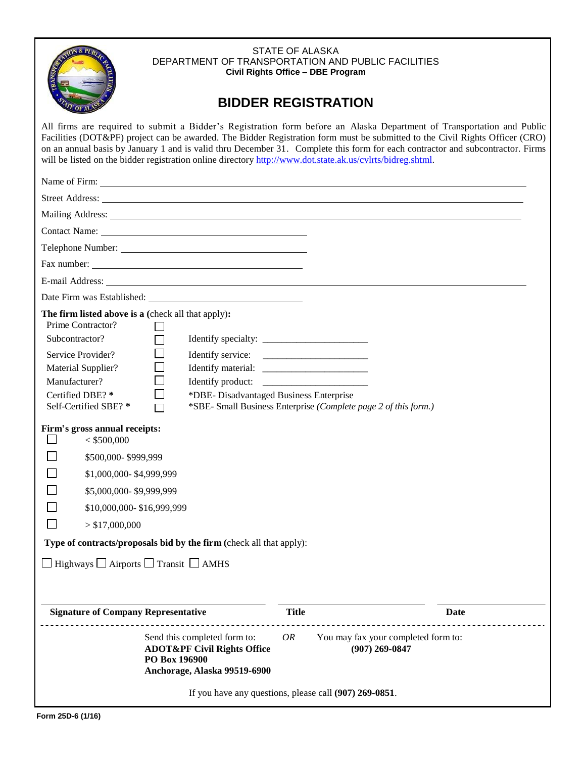STATE OF ALASKA
DEPARTMENT OF TRANSPORTATION AND PUBLIC FACILITIES
**Civil Rights Office – DBE Program**

# BIDDER REGISTRATION

All firms are required to submit a Bidder's Registration form before an Alaska Department of Transportation and Public Facilities (DOT&PF) project can be awarded. The Bidder Registration form must be submitted to the Civil Rights Officer (CRO) on an annual basis by January 1 and is valid thru December 31. Complete this form for each contractor and subcontractor. Firms will be listed on the bidder registration online directory http://www.dot.state.ak.us/cvlrts/bidreg.shtml.

Name of Firm: ______________________________

Street Address: ______________________________

Mailing Address: ______________________________

Contact Name: ______________________________

Telephone Number: ______________________________

Fax number: ______________________________

E-mail Address: ______________________________

Date Firm was Established: ______________________________

**The firm listed above is a** (check all that apply)**:**

- Prime Contractor? ☐
- Subcontractor? ☐ Identify specialty: ______________________
- Service Provider? ☐ Identify service: ______________________
- Material Supplier? ☐ Identify material: ______________________
- Manufacturer? ☐ Identify product: ______________________
- Certified DBE? * ☐ *DBE- Disadvantaged Business Enterprise
- Self-Certified SBE? * ☐ *SBE- Small Business Enterprise *(Complete page 2 of this form.)*

**Firm's gross annual receipts:**

- ☐ < $500,000
- ☐ $500,000- $999,999
- ☐ $1,000,000- $4,999,999
- ☐ $5,000,000- $9,999,999
- ☐ $10,000,000- $16,999,999
- ☐ > $17,000,000

**Type of contracts/proposals bid by the firm** (check all that apply):

☐ Highways ☐ Airports ☐ Transit ☐ AMHS

| **Signature of Company Representative** | **Title** | **Date** |
|---|---|---|

Send this completed form to:
**ADOT&PF Civil Rights Office**
**PO Box 196900**
**Anchorage, Alaska 99519-6900**

*OR*

You may fax your completed form to:
**(907) 269-0847**

If you have any questions, please call **(907) 269-0851**.

**Form 25D-6 (1/16)**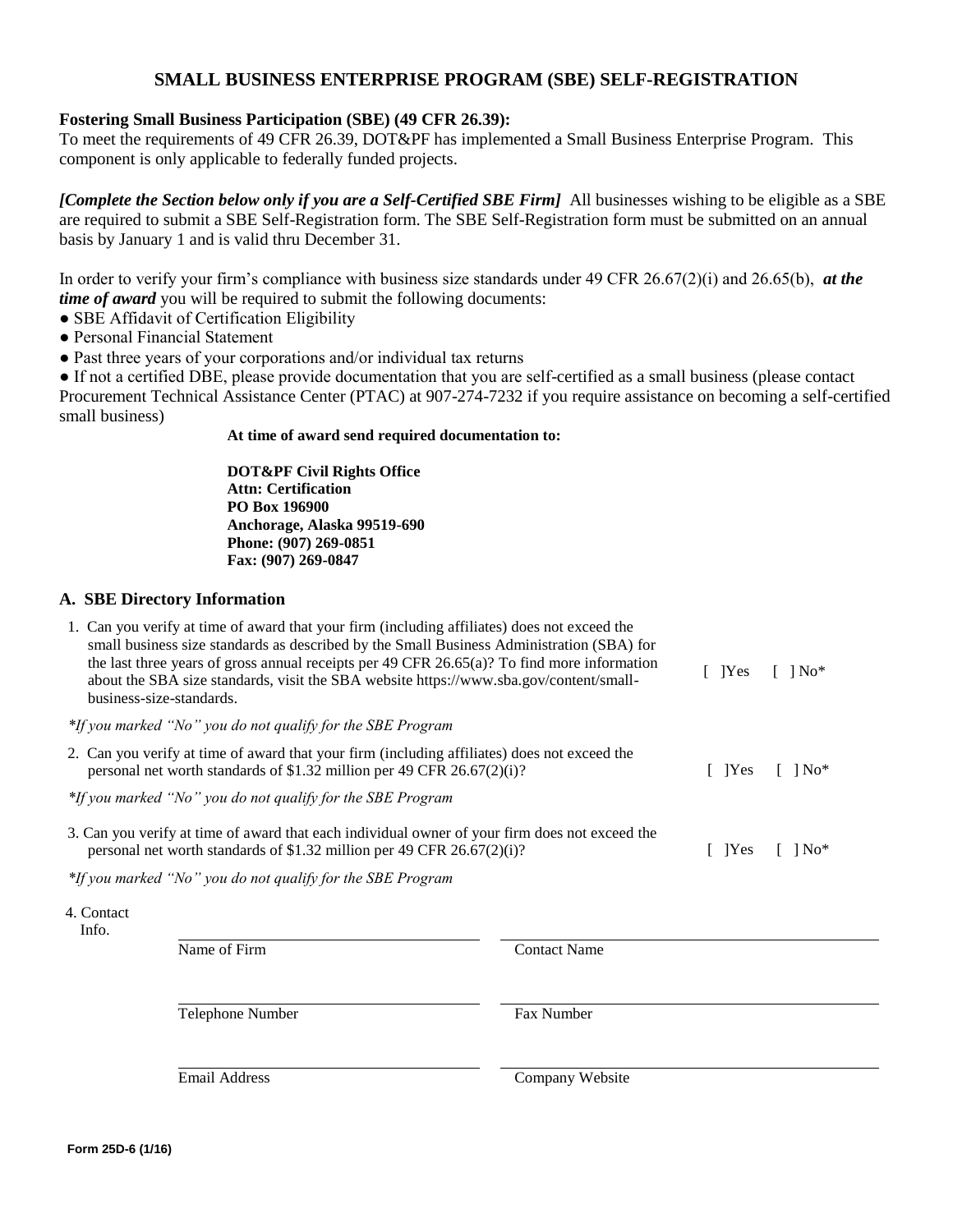# SMALL BUSINESS ENTERPRISE PROGRAM (SBE) SELF-REGISTRATION

**Fostering Small Business Participation (SBE) (49 CFR 26.39):**
To meet the requirements of 49 CFR 26.39, DOT&PF has implemented a Small Business Enterprise Program. This component is only applicable to federally funded projects.

***[Complete the Section below only if you are a Self-Certified SBE Firm]*** All businesses wishing to be eligible as a SBE are required to submit a SBE Self-Registration form. The SBE Self-Registration form must be submitted on an annual basis by January 1 and is valid thru December 31.

In order to verify your firm's compliance with business size standards under 49 CFR 26.67(2)(i) and 26.65(b), ***at the time of award*** you will be required to submit the following documents:

- SBE Affidavit of Certification Eligibility
- Personal Financial Statement
- Past three years of your corporations and/or individual tax returns
- If not a certified DBE, please provide documentation that you are self-certified as a small business (please contact Procurement Technical Assistance Center (PTAC) at 907-274-7232 if you require assistance on becoming a self-certified small business)

**At time of award send required documentation to:**

**DOT&PF Civil Rights Office**
**Attn: Certification**
**PO Box 196900**
**Anchorage, Alaska 99519-690**
**Phone: (907) 269-0851**
**Fax: (907) 269-0847**

## A. SBE Directory Information

1. Can you verify at time of award that your firm (including affiliates) does not exceed the small business size standards as described by the Small Business Administration (SBA) for the last three years of gross annual receipts per 49 CFR 26.65(a)? To find more information about the SBA size standards, visit the SBA website https://www.sba.gov/content/small-business-size-standards. [ ]Yes [ ] No*

*\*If you marked "No" you do not qualify for the SBE Program*

2. Can you verify at time of award that your firm (including affiliates) does not exceed the personal net worth standards of $1.32 million per 49 CFR 26.67(2)(i)? [ ]Yes [ ] No*

*\*If you marked "No" you do not qualify for the SBE Program*

3. Can you verify at time of award that each individual owner of your firm does not exceed the personal net worth standards of $1.32 million per 49 CFR 26.67(2)(i)? [ ]Yes [ ] No*

*\*If you marked "No" you do not qualify for the SBE Program*

4. Contact Info.

| | |
|---|---|
| Name of Firm | Contact Name |
| Telephone Number | Fax Number |
| Email Address | Company Website |

Form 25D-6 (1/16)